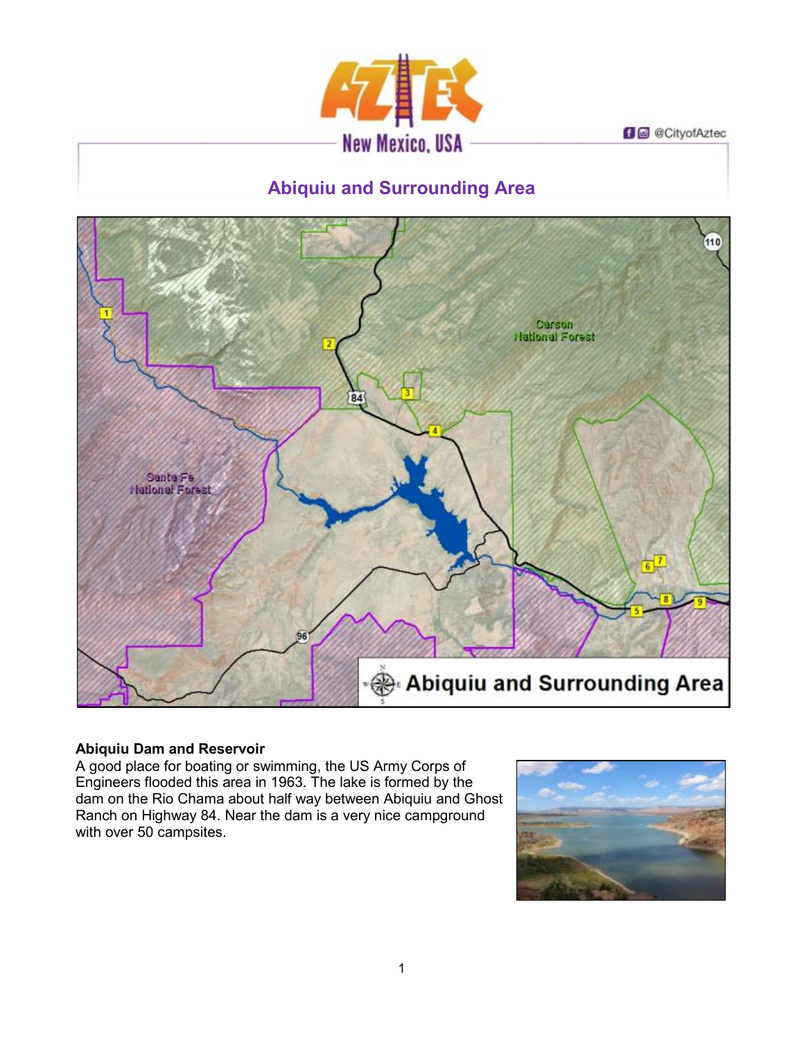# Abiquiu and Surrounding Area

### Abiquiu Dam and Reservoir

A good place for boating or swimming, the US Army Corps of Engineers flooded this area in 1963. The lake is formed by the dam on the Rio Chama about half way between Abiquiu and Ghost Ranch on Highway 84. Near the dam is a very nice campground with over 50 campsites.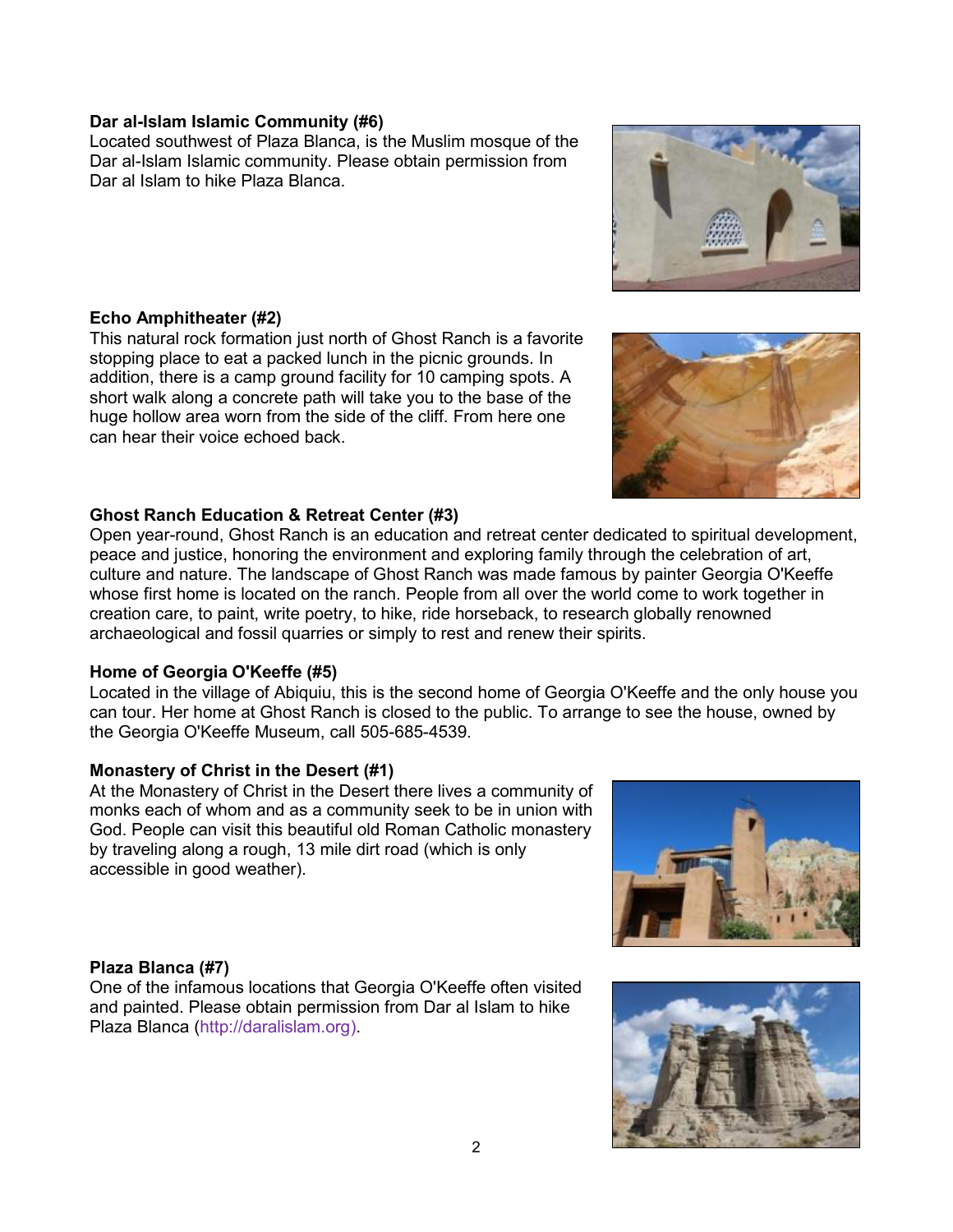**Dar al-Islam Islamic Community (#6)**
Located southwest of Plaza Blanca, is the Muslim mosque of the Dar al-Islam Islamic community. Please obtain permission from Dar al Islam to hike Plaza Blanca.

**Echo Amphitheater (#2)**
This natural rock formation just north of Ghost Ranch is a favorite stopping place to eat a packed lunch in the picnic grounds. In addition, there is a camp ground facility for 10 camping spots. A short walk along a concrete path will take you to the base of the huge hollow area worn from the side of the cliff. From here one can hear their voice echoed back.

**Ghost Ranch Education & Retreat Center (#3)**
Open year-round, Ghost Ranch is an education and retreat center dedicated to spiritual development, peace and justice, honoring the environment and exploring family through the celebration of art, culture and nature. The landscape of Ghost Ranch was made famous by painter Georgia O'Keeffe whose first home is located on the ranch. People from all over the world come to work together in creation care, to paint, write poetry, to hike, ride horseback, to research globally renowned archaeological and fossil quarries or simply to rest and renew their spirits.

**Home of Georgia O'Keeffe (#5)**
Located in the village of Abiquiu, this is the second home of Georgia O'Keeffe and the only house you can tour. Her home at Ghost Ranch is closed to the public. To arrange to see the house, owned by the Georgia O'Keeffe Museum, call 505-685-4539.

**Monastery of Christ in the Desert (#1)**
At the Monastery of Christ in the Desert there lives a community of monks each of whom and as a community seek to be in union with God. People can visit this beautiful old Roman Catholic monastery by traveling along a rough, 13 mile dirt road (which is only accessible in good weather).

**Plaza Blanca (#7)**
One of the infamous locations that Georgia O'Keeffe often visited and painted. Please obtain permission from Dar al Islam to hike Plaza Blanca (http://daralislam.org).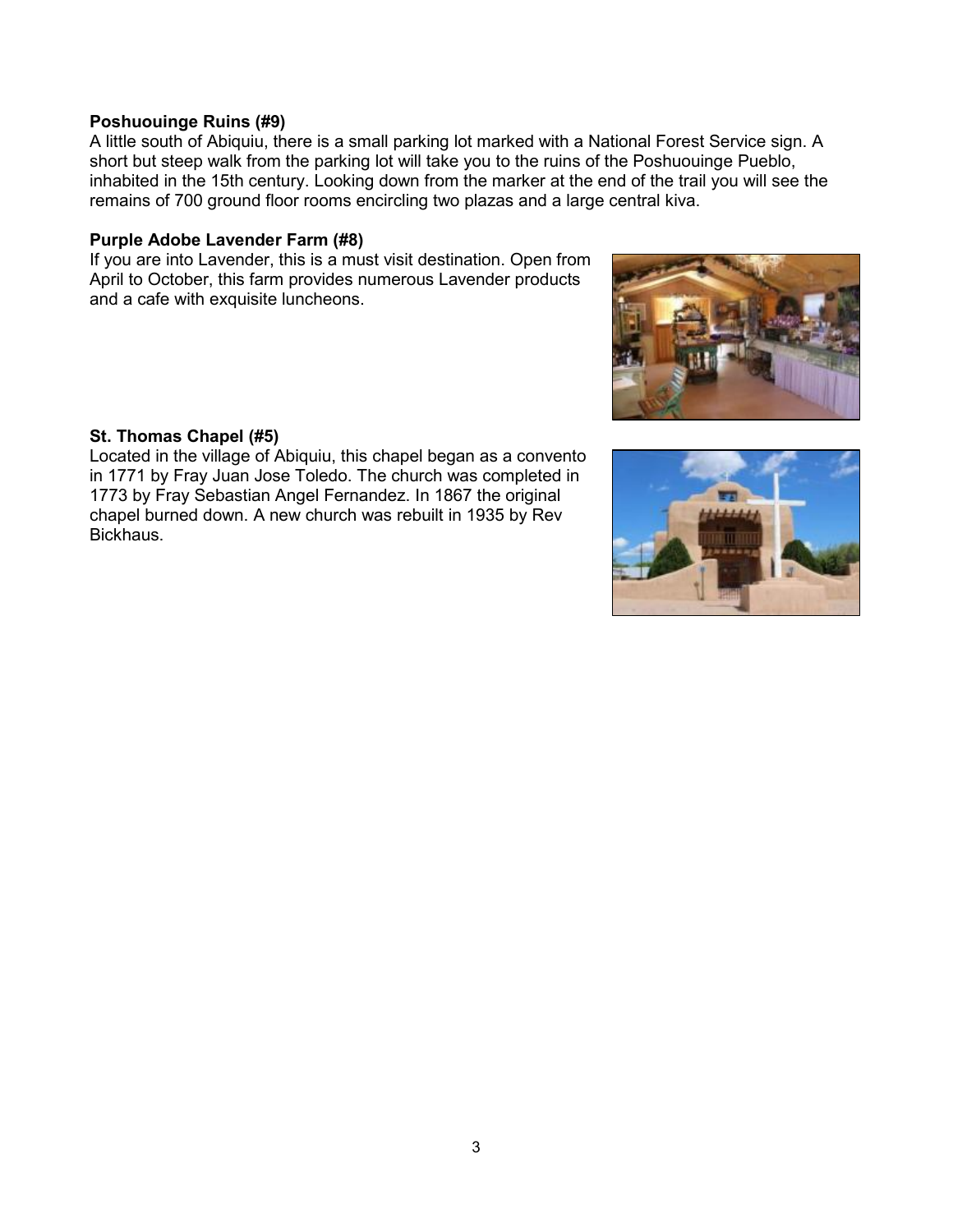**Poshuouinge Ruins (#9)**
A little south of Abiquiu, there is a small parking lot marked with a National Forest Service sign. A short but steep walk from the parking lot will take you to the ruins of the Poshuouinge Pueblo, inhabited in the 15th century. Looking down from the marker at the end of the trail you will see the remains of 700 ground floor rooms encircling two plazas and a large central kiva.

**Purple Adobe Lavender Farm (#8)**
If you are into Lavender, this is a must visit destination. Open from April to October, this farm provides numerous Lavender products and a cafe with exquisite luncheons.

**St. Thomas Chapel (#5)**
Located in the village of Abiquiu, this chapel began as a convento in 1771 by Fray Juan Jose Toledo. The church was completed in 1773 by Fray Sebastian Angel Fernandez. In 1867 the original chapel burned down. A new church was rebuilt in 1935 by Rev Bickhaus.